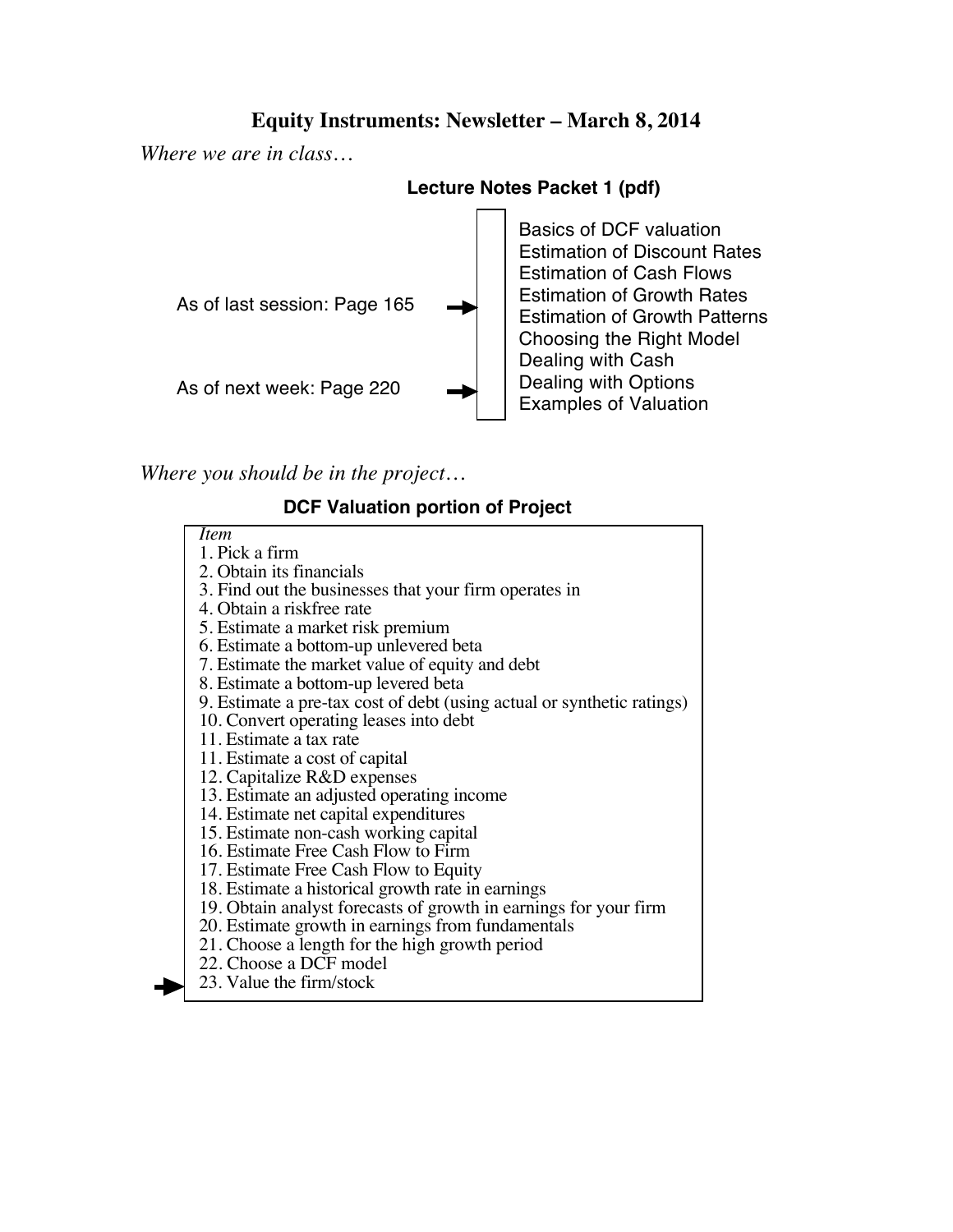# Equity Instruments: Newsletter – March 8, 2014

*Where we are in class…*

**Lecture Notes Packet 1 (pdf)**

- Basics of DCF valuation
- Estimation of Discount Rates
- Estimation of Cash Flows
- Estimation of Growth Rates
- Estimation of Growth Patterns
- Choosing the Right Model
- Dealing with Cash
- Dealing with Options
- Examples of Valuation

As of last session: Page 165 →

As of next week: Page 220 →

*Where you should be in the project…*

**DCF Valuation portion of Project**

| *Item* |
| --- |
| 1. Pick a firm |
| 2. Obtain its financials |
| 3. Find out the businesses that your firm operates in |
| 4. Obtain a riskfree rate |
| 5. Estimate a market risk premium |
| 6. Estimate a bottom-up unlevered beta |
| 7. Estimate the market value of equity and debt |
| 8. Estimate a bottom-up levered beta |
| 9. Estimate a pre-tax cost of debt (using actual or synthetic ratings) |
| 10. Convert operating leases into debt |
| 11. Estimate a tax rate |
| 11. Estimate a cost of capital |
| 12. Capitalize R&D expenses |
| 13. Estimate an adjusted operating income |
| 14. Estimate net capital expenditures |
| 15. Estimate non-cash working capital |
| 16. Estimate Free Cash Flow to Firm |
| 17. Estimate Free Cash Flow to Equity |
| 18. Estimate a historical growth rate in earnings |
| 19. Obtain analyst forecasts of growth in earnings for your firm |
| 20. Estimate growth in earnings from fundamentals |
| 21. Choose a length for the high growth period |
| 22. Choose a DCF model |
| → 23. Value the firm/stock |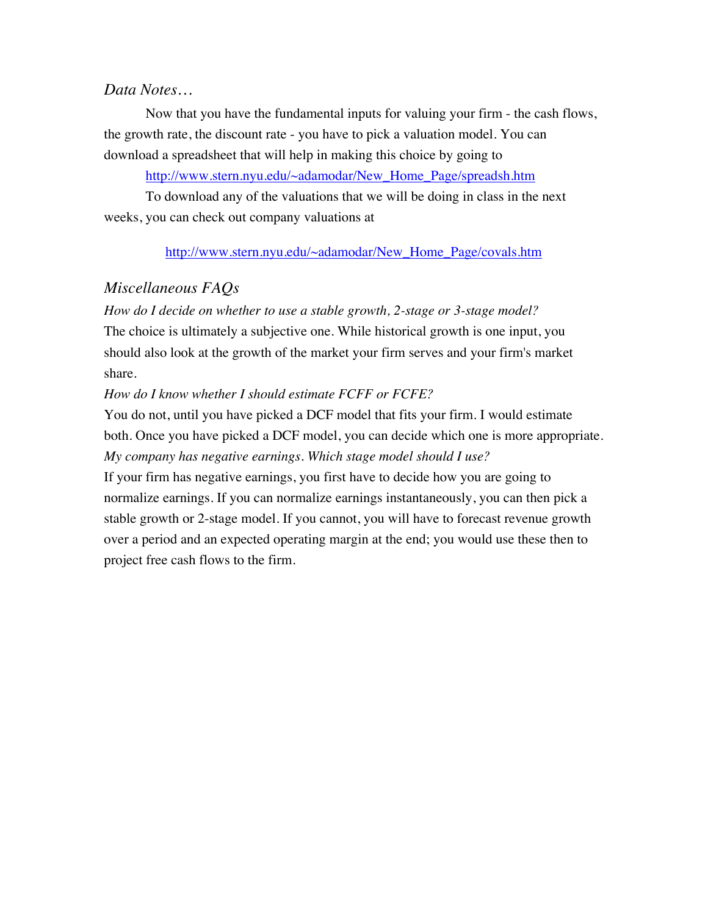## *Data Notes…*

Now that you have the fundamental inputs for valuing your firm - the cash flows, the growth rate, the discount rate - you have to pick a valuation model. You can download a spreadsheet that will help in making this choice by going to

[http://www.stern.nyu.edu/~adamodar/New_Home_Page/spreadsh.htm](http://www.stern.nyu.edu/~adamodar/New_Home_Page/spreadsh.htm)

To download any of the valuations that we will be doing in class in the next weeks, you can check out company valuations at

[http://www.stern.nyu.edu/~adamodar/New_Home_Page/covals.htm](http://www.stern.nyu.edu/~adamodar/New_Home_Page/covals.htm)

## *Miscellaneous FAQs*

*How do I decide on whether to use a stable growth, 2-stage or 3-stage model?*

The choice is ultimately a subjective one. While historical growth is one input, you should also look at the growth of the market your firm serves and your firm's market share.

*How do I know whether I should estimate FCFF or FCFE?*

You do not, until you have picked a DCF model that fits your firm. I would estimate both. Once you have picked a DCF model, you can decide which one is more appropriate.

*My company has negative earnings. Which stage model should I use?*

If your firm has negative earnings, you first have to decide how you are going to normalize earnings. If you can normalize earnings instantaneously, you can then pick a stable growth or 2-stage model. If you cannot, you will have to forecast revenue growth over a period and an expected operating margin at the end; you would use these then to project free cash flows to the firm.